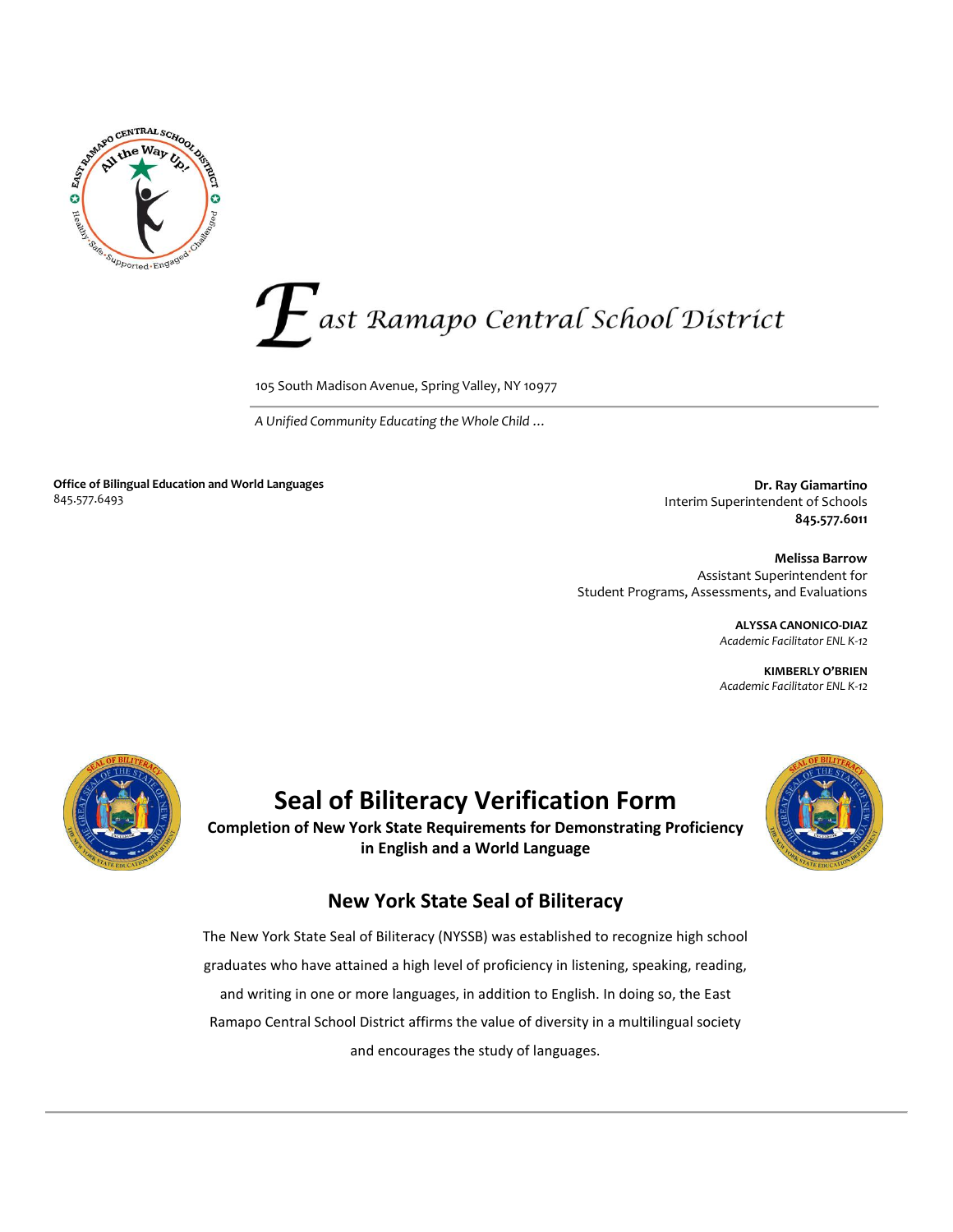# East Ramapo Central School District

105 South Madison Avenue, Spring Valley, NY 10977

*A Unified Community Educating the Whole Child …*

**Office of Bilingual Education and World Languages**
845.577.6493

**Dr. Ray Giamartino**
Interim Superintendent of Schools
**845.577.6011**

**Melissa Barrow**
Assistant Superintendent for
Student Programs, Assessments, and Evaluations

**ALYSSA CANONICO-DIAZ**
*Academic Facilitator ENL K-12*

**KIMBERLY O'BRIEN**
*Academic Facilitator ENL K-12*

## Seal of Biliteracy Verification Form

**Completion of New York State Requirements for Demonstrating Proficiency in English and a World Language**

### New York State Seal of Biliteracy

The New York State Seal of Biliteracy (NYSSB) was established to recognize high school graduates who have attained a high level of proficiency in listening, speaking, reading, and writing in one or more languages, in addition to English. In doing so, the East Ramapo Central School District affirms the value of diversity in a multilingual society and encourages the study of languages.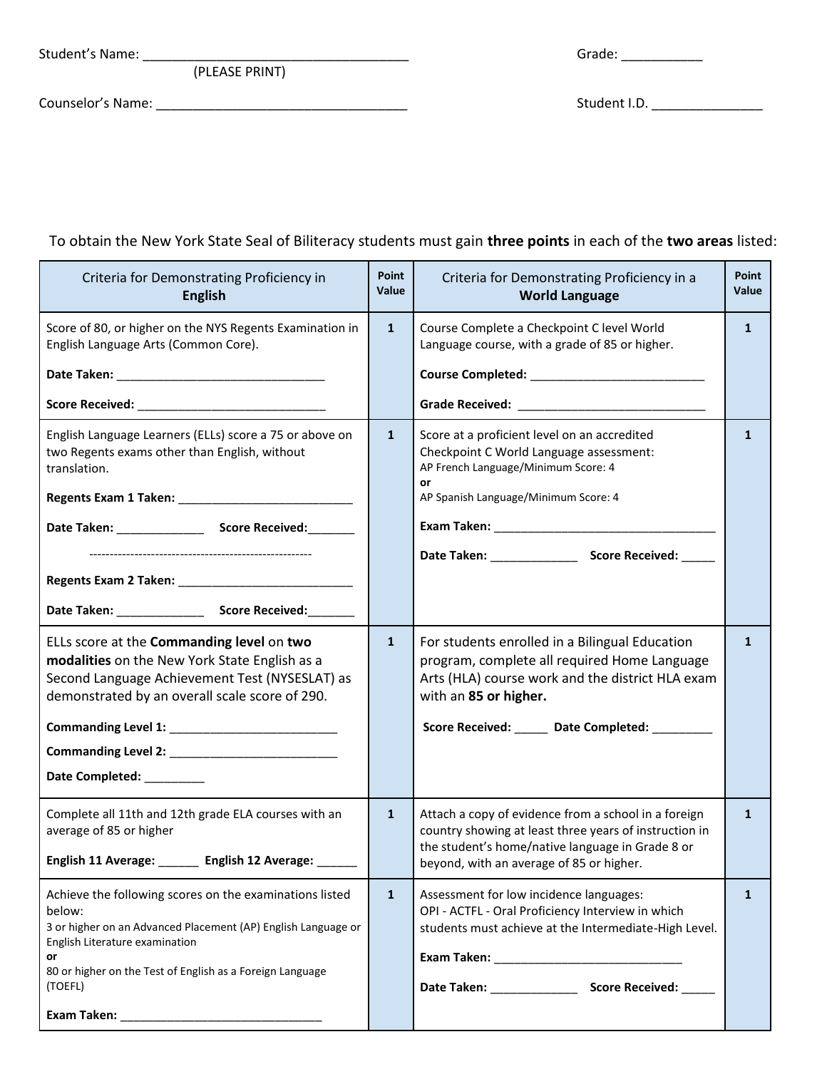Student's Name: ____________________________________ Grade: ___________
(PLEASE PRINT)

Counselor's Name: __________________________________ Student I.D. _______________

To obtain the New York State Seal of Biliteracy students must gain **three points** in each of the **two areas** listed:

| Criteria for Demonstrating Proficiency in **English** | Point Value | Criteria for Demonstrating Proficiency in a **World Language** | Point Value |
|---|---|---|---|
| Score of 80, or higher on the NYS Regents Examination in English Language Arts (Common Core).<br><br>**Date Taken:** ________________________________<br><br>**Score Received:** ____________________________ | **1** | Course Complete a Checkpoint C level World Language course, with a grade of 85 or higher.<br><br>**Course Completed:** __________________________<br><br>**Grade Received:** ____________________________ | **1** |
| English Language Learners (ELLs) score a 75 or above on two Regents exams other than English, without translation.<br><br>**Regents Exam 1 Taken:** ___________________________<br><br>**Date Taken:** _____________ **Score Received:**_______<br><br>------------------------------------------------------<br><br>**Regents Exam 2 Taken:** ___________________________<br><br>**Date Taken:** _____________ **Score Received:**_______ | **1** | Score at a proficient level on an accredited Checkpoint C World Language assessment:<br>AP French Language/Minimum Score: 4<br>**or**<br>AP Spanish Language/Minimum Score: 4<br><br>**Exam Taken:** __________________________________<br><br>**Date Taken:** _____________ **Score Received:** _____ | **1** |
| ELLs score at the **Commanding level** on **two modalities** on the New York State English as a Second Language Achievement Test (NYSESLAT) as demonstrated by an overall scale score of 290.<br><br>**Commanding Level 1:** _________________________<br><br>**Commanding Level 2:** _________________________<br><br>**Date Completed:** _________ | **1** | For students enrolled in a Bilingual Education program, complete all required Home Language Arts (HLA) course work and the district HLA exam with an **85 or higher.**<br><br>**Score Received:** _____ **Date Completed:** _________ | **1** |
| Complete all 11th and 12th grade ELA courses with an average of 85 or higher<br><br>**English 11 Average:** ______ **English 12 Average:** ______ | **1** | Attach a copy of evidence from a school in a foreign country showing at least three years of instruction in the student's home/native language in Grade 8 or beyond, with an average of 85 or higher. | **1** |
| Achieve the following scores on the examinations listed below:<br>3 or higher on an Advanced Placement (AP) English Language or English Literature examination<br>**or**<br>80 or higher on the Test of English as a Foreign Language (TOEFL)<br><br>**Exam Taken:** _______________________________ | **1** | Assessment for low incidence languages:<br>OPI - ACTFL - Oral Proficiency Interview in which students must achieve at the Intermediate-High Level.<br><br>**Exam Taken:** ____________________________<br><br>**Date Taken:** _____________ **Score Received:** _____ | **1** |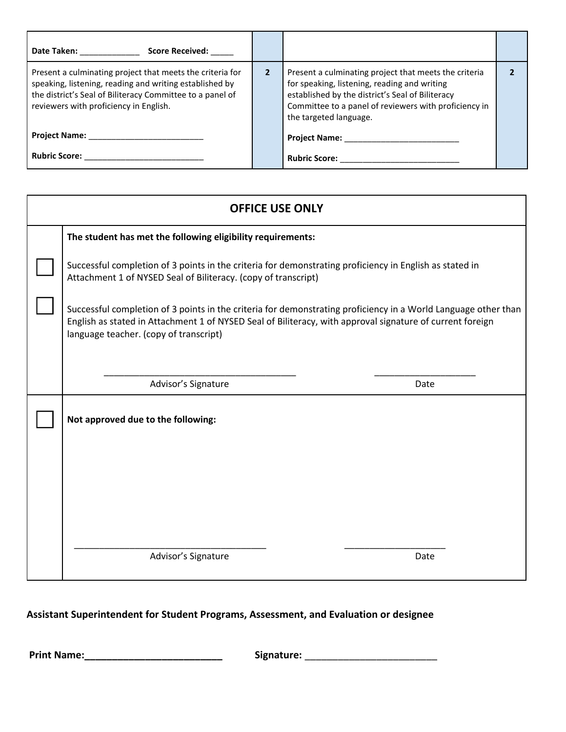| Date Taken: _____________ Score Received: _____ | | | |
|---|---|---|---|
| Present a culminating project that meets the criteria for speaking, listening, reading and writing established by the district's Seal of Biliteracy Committee to a panel of reviewers with proficiency in English.<br><br>**Project Name:** __________________________<br><br>**Rubric Score:** ___________________________ | **2** | Present a culminating project that meets the criteria for speaking, listening, reading and writing established by the district's Seal of Biliteracy Committee to a panel of reviewers with proficiency in the targeted language.<br><br>**Project Name:** __________________________<br><br>**Rubric Score:** ___________________________ | **2** |

| **OFFICE USE ONLY** | |
|---|---|
| | **The student has met the following eligibility requirements:** |
| ☐ | Successful completion of 3 points in the criteria for demonstrating proficiency in English as stated in Attachment 1 of NYSED Seal of Biliteracy. (copy of transcript) |
| ☐ | Successful completion of 3 points in the criteria for demonstrating proficiency in a World Language other than English as stated in Attachment 1 of NYSED Seal of Biliteracy, with approval signature of current foreign language teacher. (copy of transcript)<br><br>_______________________________________ Advisor's Signature &nbsp;&nbsp;&nbsp; ____________________ Date |
| ☐ | **Not approved due to the following:**<br><br>_______________________________________ Advisor's Signature &nbsp;&nbsp;&nbsp; ____________________ Date |

**Assistant Superintendent for Student Programs, Assessment, and Evaluation or designee**

**Print Name:**__________________________ **Signature:** _________________________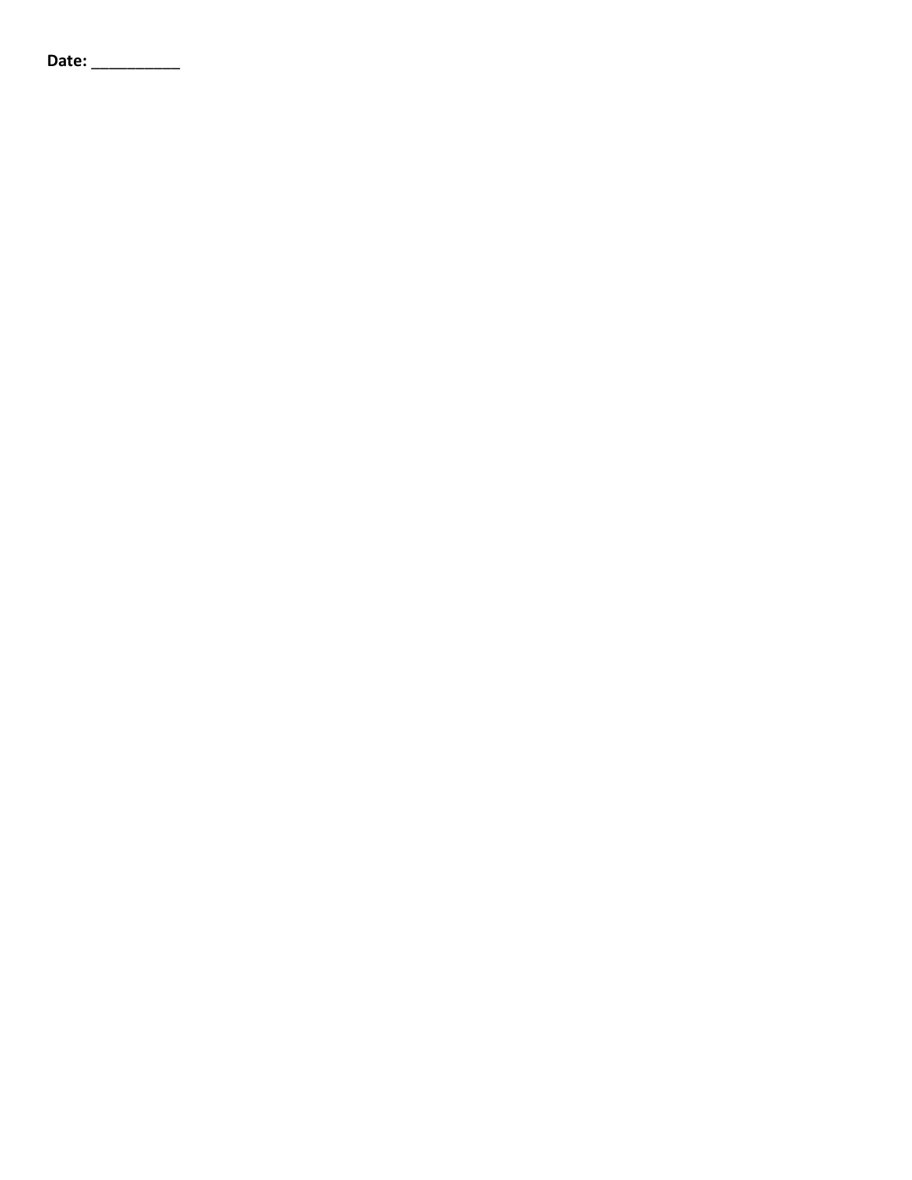**Date: ___________**